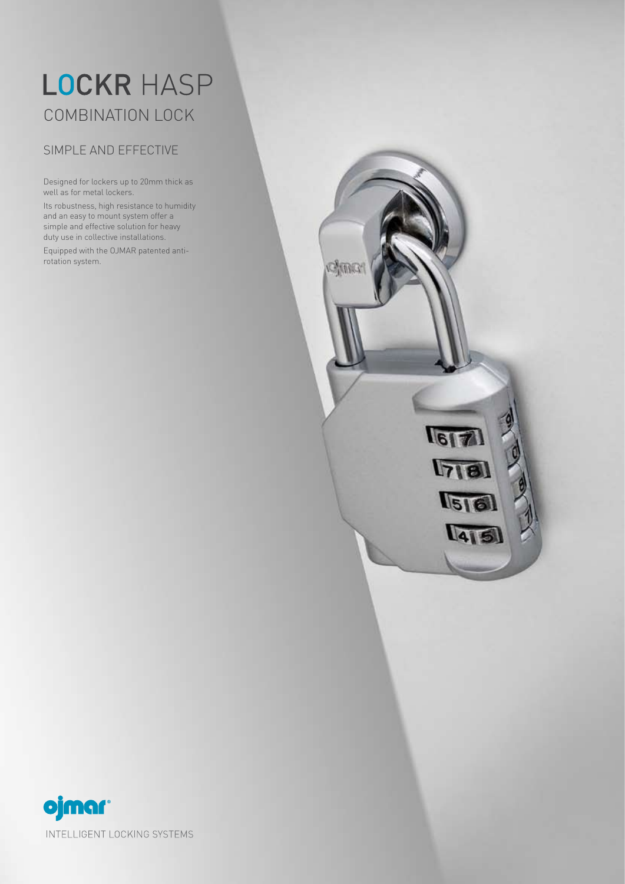# LOCKR HASP

## COMBINATION LOCK

### SIMPLE AND EFFECTIVE

Designed for lockers up to 20mm thick as well as for metal lockers.

Its robustness, high resistance to humidity and an easy to mount system offer a simple and effective solution for heavy duty use in collective installations.

Equipped with the OJMAR patented anti-rotation system.

ojmar®

INTELLIGENT LOCKING SYSTEMS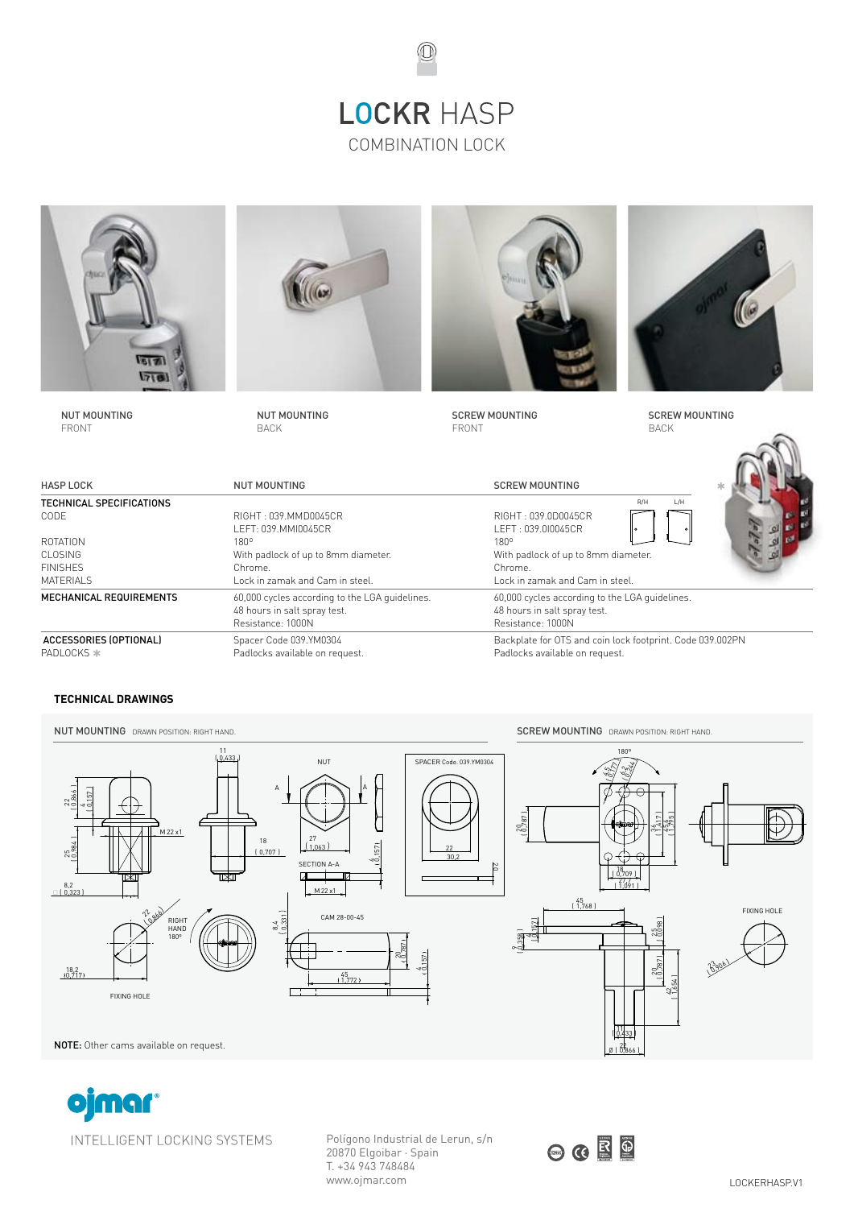# LOCKR HASP

COMBINATION LOCK

NUT MOUNTING
FRONT

NUT MOUNTING
BACK

SCREW MOUNTING
FRONT

SCREW MOUNTING
BACK

| HASP LOCK | NUT MOUNTING | SCREW MOUNTING |
|---|---|---|
| **TECHNICAL SPECIFICATIONS** | | |
| CODE | RIGHT : 039.MMD0045CR<br>LEFT: 039.MMI0045CR | RIGHT : 039.0D0045CR<br>LEFT : 039.0I0045CR |
| ROTATION | 180º | 180º |
| CLOSING | With padlock of up to 8mm diameter. | With padlock of up to 8mm diameter. |
| FINISHES | Chrome. | Chrome. |
| MATERIALS | Lock in zamak and Cam in steel. | Lock in zamak and Cam in steel. |
| **MECHANICAL REQUIREMENTS** | 60,000 cycles according to the LGA guidelines.<br>48 hours in salt spray test.<br>Resistance: 1000N | 60,000 cycles according to the LGA guidelines.<br>48 hours in salt spray test.<br>Resistance: 1000N |
| **ACCESSORIES (OPTIONAL)**<br>PADLOCKS * | Spacer Code 039.YM0304<br>Padlocks available on request. | Backplate for OTS and coin lock footprint. Code 039.002PN<br>Padlocks available on request. |

R/H L/H

### TECHNICAL DRAWINGS

**NUT MOUNTING** DRAWN POSITION: RIGHT HAND.

**SCREW MOUNTING** DRAWN POSITION: RIGHT HAND.

NUT

SPACER Code. 039.YM0304

SECTION A-A

M 22 x1

RIGHT HAND 180º

CAM 28-00-45

FIXING HOLE

**NOTE:** Other cams available on request.

INTELLIGENT LOCKING SYSTEMS

Polígono Industrial de Lerun, s/n
20870 Elgoibar · Spain
T. +34 943 748484
www.ojmar.com

LOCKERHASP.V1